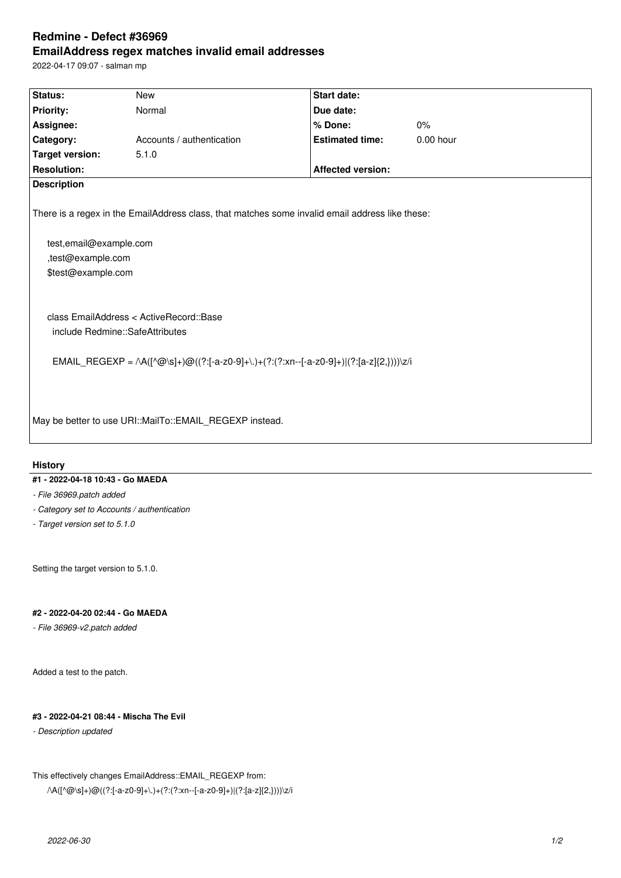# Redmine - Defect #36969

## EmailAddress regex matches invalid email addresses

2022-04-17 09:07 - salman mp

| Status: | New | Start date: | |
|---|---|---|---|
| Priority: | Normal | Due date: | |
| Assignee: | | % Done: | 0% |
| Category: | Accounts / authentication | Estimated time: | 0.00 hour |
| Target version: | 5.1.0 | | |
| Resolution: | | Affected version: | |

**Description**

There is a regex in the EmailAddress class, that matches some invalid email address like these:

```
test,email@example.com
,test@example.com
$test@example.com
```

```
class EmailAddress < ActiveRecord::Base
  include Redmine::SafeAttributes

  EMAIL_REGEXP = /\A([^@\s]+)@((?:[-a-z0-9]+\.)+(?:(?:xn--[-a-z0-9]+)|(?:[a-z]{2,})))\z/i
```

May be better to use URI::MailTo::EMAIL_REGEXP instead.

## History

### #1 - 2022-04-18 10:43 - Go MAEDA

*- File 36969.patch added*

*- Category set to Accounts / authentication*

*- Target version set to 5.1.0*

Setting the target version to 5.1.0.

### #2 - 2022-04-20 02:44 - Go MAEDA

*- File 36969-v2.patch added*

Added a test to the patch.

### #3 - 2022-04-21 08:44 - Mischa The Evil

*- Description updated*

This effectively changes EmailAddress::EMAIL_REGEXP from:

```
/\A([^@\s]+)@((?:[-a-z0-9]+\.)+(?:(?:xn--[-a-z0-9]+)|(?:[a-z]{2,})))\z/i
```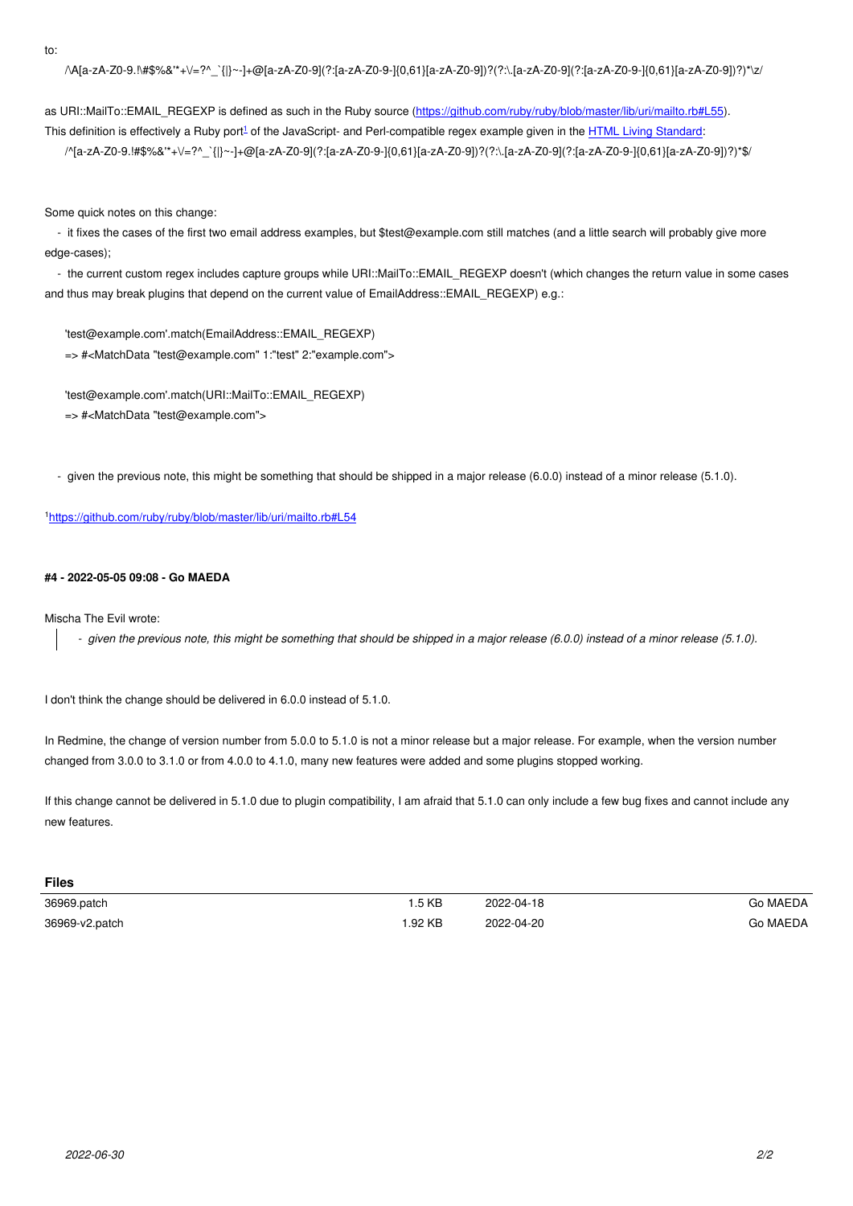to:

```
/\A[a-zA-Z0-9.!\#$%&'*+\/=?^_`{|}~-]+@[a-zA-Z0-9](?:[a-zA-Z0-9-]{0,61}[a-zA-Z0-9])?(?:\.[a-zA-Z0-9](?:[a-zA-Z0-9-]{0,61}[a-zA-Z0-9])?)*\z/
```

as URI::MailTo::EMAIL_REGEXP is defined as such in the Ruby source (https://github.com/ruby/ruby/blob/master/lib/uri/mailto.rb#L55).
This definition is effectively a Ruby port[1] of the JavaScript- and Perl-compatible regex example given in the HTML Living Standard:

```
/^[a-zA-Z0-9.!#$%&'*+\/=?^_`{|}~-]+@[a-zA-Z0-9](?:[a-zA-Z0-9-]{0,61}[a-zA-Z0-9])?(?:\.[a-zA-Z0-9](?:[a-zA-Z0-9-]{0,61}[a-zA-Z0-9])?)*$/
```

Some quick notes on this change:

- it fixes the cases of the first two email address examples, but $test@example.com still matches (and a little search will probably give more edge-cases);
- the current custom regex includes capture groups while URI::MailTo::EMAIL_REGEXP doesn't (which changes the return value in some cases and thus may break plugins that depend on the current value of EmailAddress::EMAIL_REGEXP) e.g.:

```
'test@example.com'.match(EmailAddress::EMAIL_REGEXP)
=> #<MatchData "test@example.com" 1:"test" 2:"example.com">

'test@example.com'.match(URI::MailTo::EMAIL_REGEXP)
=> #<MatchData "test@example.com">
```

- given the previous note, this might be something that should be shipped in a major release (6.0.0) instead of a minor release (5.1.0).

[1]https://github.com/ruby/ruby/blob/master/lib/uri/mailto.rb#L54

#### #4 - 2022-05-05 09:08 - Go MAEDA

Mischa The Evil wrote:

> - *given the previous note, this might be something that should be shipped in a major release (6.0.0) instead of a minor release (5.1.0).*

I don't think the change should be delivered in 6.0.0 instead of 5.1.0.

In Redmine, the change of version number from 5.0.0 to 5.1.0 is not a minor release but a major release. For example, when the version number changed from 3.0.0 to 3.1.0 or from 4.0.0 to 4.1.0, many new features were added and some plugins stopped working.

If this change cannot be delivered in 5.1.0 due to plugin compatibility, I am afraid that 5.1.0 can only include a few bug fixes and cannot include any new features.

### Files

| | | | |
|---|---|---|---|
| 36969.patch | 1.5 KB | 2022-04-18 | Go MAEDA |
| 36969-v2.patch | 1.92 KB | 2022-04-20 | Go MAEDA |